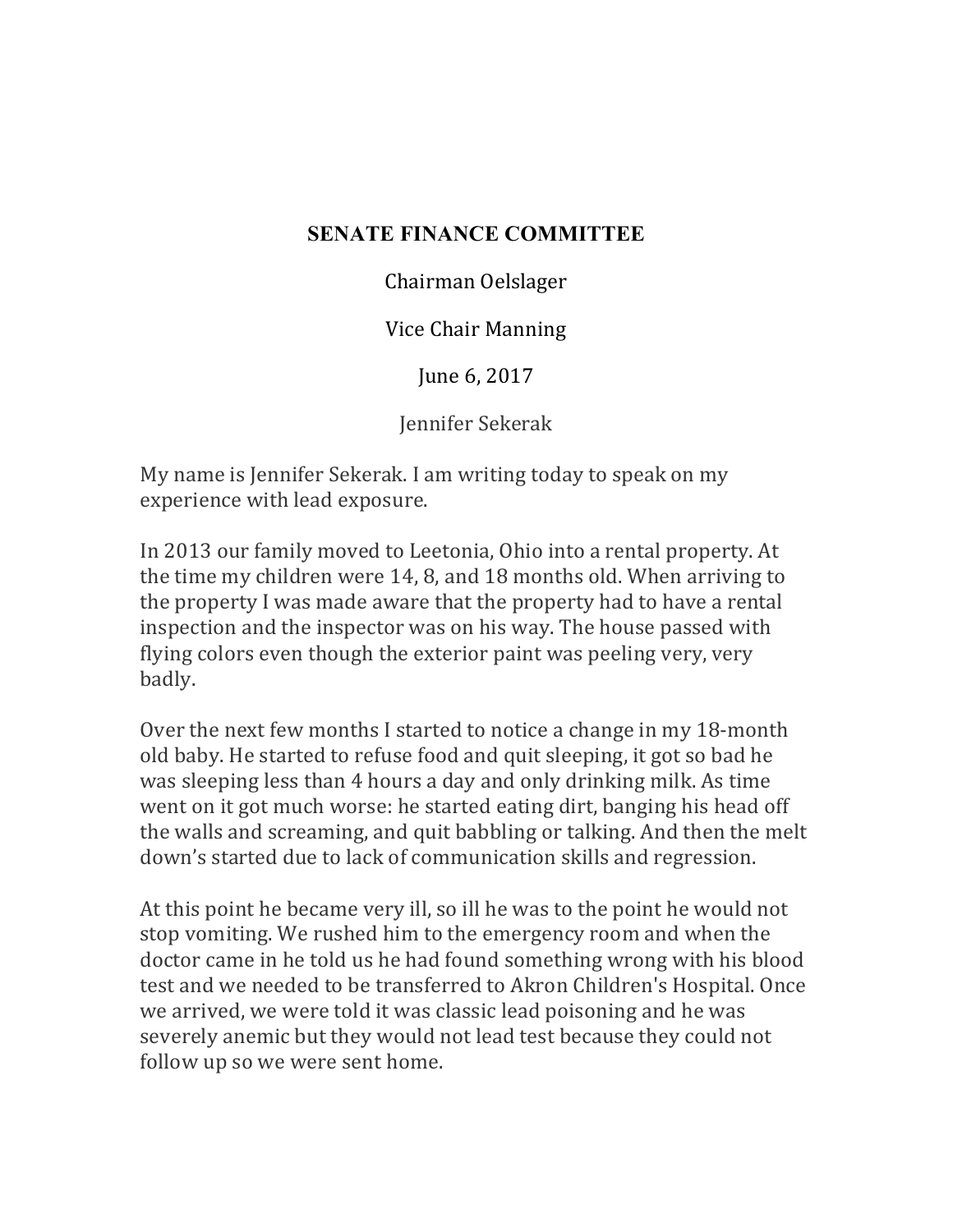**SENATE FINANCE COMMITTEE**

Chairman Oelslager

Vice Chair Manning

June 6, 2017

Jennifer Sekerak

My name is Jennifer Sekerak. I am writing today to speak on my experience with lead exposure.

In 2013 our family moved to Leetonia, Ohio into a rental property. At the time my children were 14, 8, and 18 months old. When arriving to the property I was made aware that the property had to have a rental inspection and the inspector was on his way. The house passed with flying colors even though the exterior paint was peeling very, very badly.

Over the next few months I started to notice a change in my 18-month old baby. He started to refuse food and quit sleeping, it got so bad he was sleeping less than 4 hours a day and only drinking milk. As time went on it got much worse: he started eating dirt, banging his head off the walls and screaming, and quit babbling or talking. And then the melt down's started due to lack of communication skills and regression.

At this point he became very ill, so ill he was to the point he would not stop vomiting. We rushed him to the emergency room and when the doctor came in he told us he had found something wrong with his blood test and we needed to be transferred to Akron Children's Hospital. Once we arrived, we were told it was classic lead poisoning and he was severely anemic but they would not lead test because they could not follow up so we were sent home.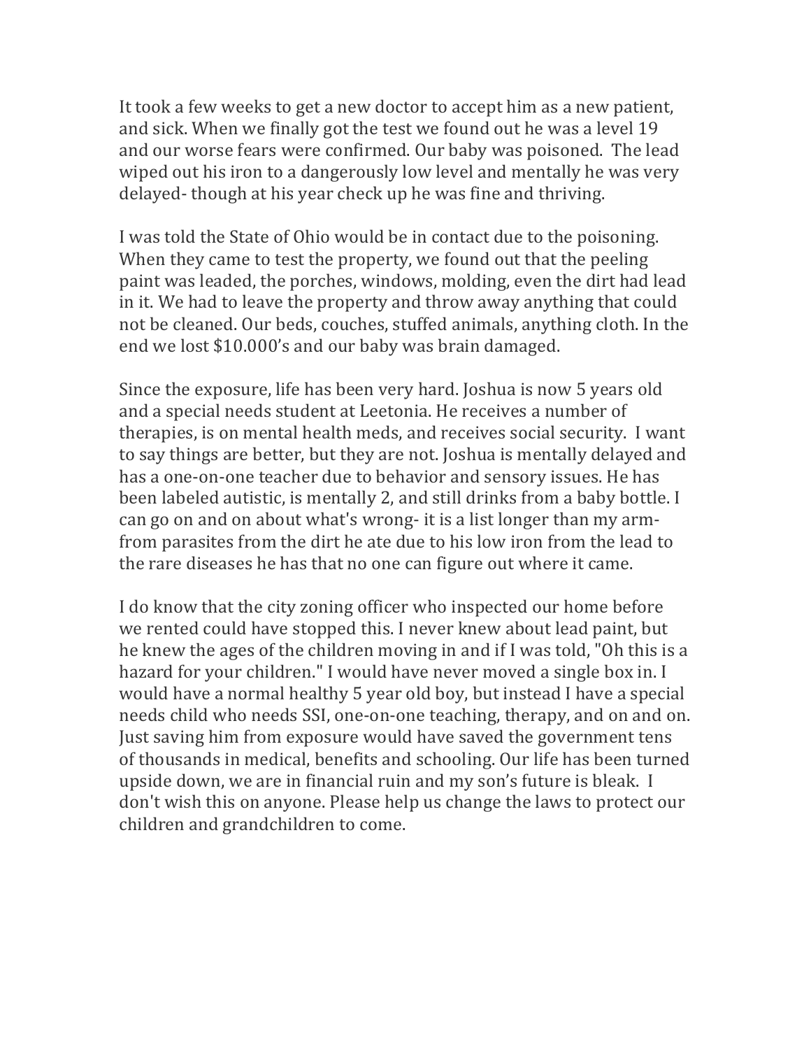It took a few weeks to get a new doctor to accept him as a new patient, and sick. When we finally got the test we found out he was a level 19 and our worse fears were confirmed. Our baby was poisoned. The lead wiped out his iron to a dangerously low level and mentally he was very delayed- though at his year check up he was fine and thriving.

I was told the State of Ohio would be in contact due to the poisoning. When they came to test the property, we found out that the peeling paint was leaded, the porches, windows, molding, even the dirt had lead in it. We had to leave the property and throw away anything that could not be cleaned. Our beds, couches, stuffed animals, anything cloth. In the end we lost $10.000's and our baby was brain damaged.

Since the exposure, life has been very hard. Joshua is now 5 years old and a special needs student at Leetonia. He receives a number of therapies, is on mental health meds, and receives social security. I want to say things are better, but they are not. Joshua is mentally delayed and has a one-on-one teacher due to behavior and sensory issues. He has been labeled autistic, is mentally 2, and still drinks from a baby bottle. I can go on and on about what's wrong- it is a list longer than my arm- from parasites from the dirt he ate due to his low iron from the lead to the rare diseases he has that no one can figure out where it came.

I do know that the city zoning officer who inspected our home before we rented could have stopped this. I never knew about lead paint, but he knew the ages of the children moving in and if I was told, "Oh this is a hazard for your children." I would have never moved a single box in. I would have a normal healthy 5 year old boy, but instead I have a special needs child who needs SSI, one-on-one teaching, therapy, and on and on. Just saving him from exposure would have saved the government tens of thousands in medical, benefits and schooling. Our life has been turned upside down, we are in financial ruin and my son's future is bleak. I don't wish this on anyone. Please help us change the laws to protect our children and grandchildren to come.